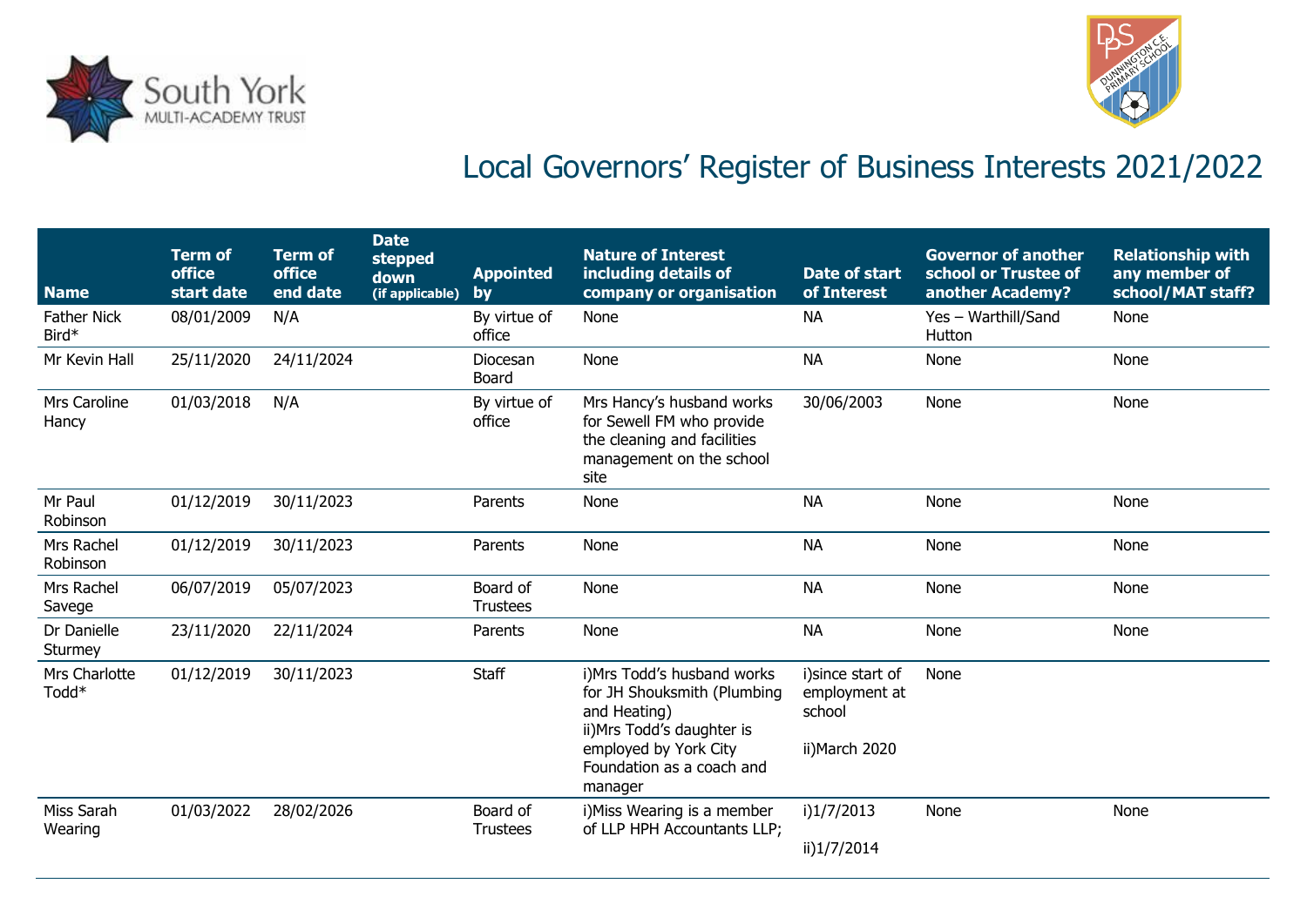South York MULTI-ACADEMY TRUST

DUNNINGTON C.E. PRIMARY SCHOOL

# Local Governors' Register of Business Interests 2021/2022

| Name | Term of office start date | Term of office end date | Date stepped down (if applicable) | Appointed by | Nature of Interest including details of company or organisation | Date of start of Interest | Governor of another school or Trustee of another Academy? | Relationship with any member of school/MAT staff? |
|---|---|---|---|---|---|---|---|---|
| Father Nick Bird* | 08/01/2009 | N/A | | By virtue of office | None | NA | Yes – Warthill/Sand Hutton | None |
| Mr Kevin Hall | 25/11/2020 | 24/11/2024 | | Diocesan Board | None | NA | None | None |
| Mrs Caroline Hancy | 01/03/2018 | N/A | | By virtue of office | Mrs Hancy's husband works for Sewell FM who provide the cleaning and facilities management on the school site | 30/06/2003 | None | None |
| Mr Paul Robinson | 01/12/2019 | 30/11/2023 | | Parents | None | NA | None | None |
| Mrs Rachel Robinson | 01/12/2019 | 30/11/2023 | | Parents | None | NA | None | None |
| Mrs Rachel Savege | 06/07/2019 | 05/07/2023 | | Board of Trustees | None | NA | None | None |
| Dr Danielle Sturmey | 23/11/2020 | 22/11/2024 | | Parents | None | NA | None | None |
| Mrs Charlotte Todd* | 01/12/2019 | 30/11/2023 | | Staff | i)Mrs Todd's husband works for JH Shouksmith (Plumbing and Heating)<br>ii)Mrs Todd's daughter is employed by York City Foundation as a coach and manager | i)since start of employment at school<br><br>ii)March 2020 | None | |
| Miss Sarah Wearing | 01/03/2022 | 28/02/2026 | | Board of Trustees | i)Miss Wearing is a member of LLP HPH Accountants LLP; | i)1/7/2013<br><br>ii)1/7/2014 | None | None |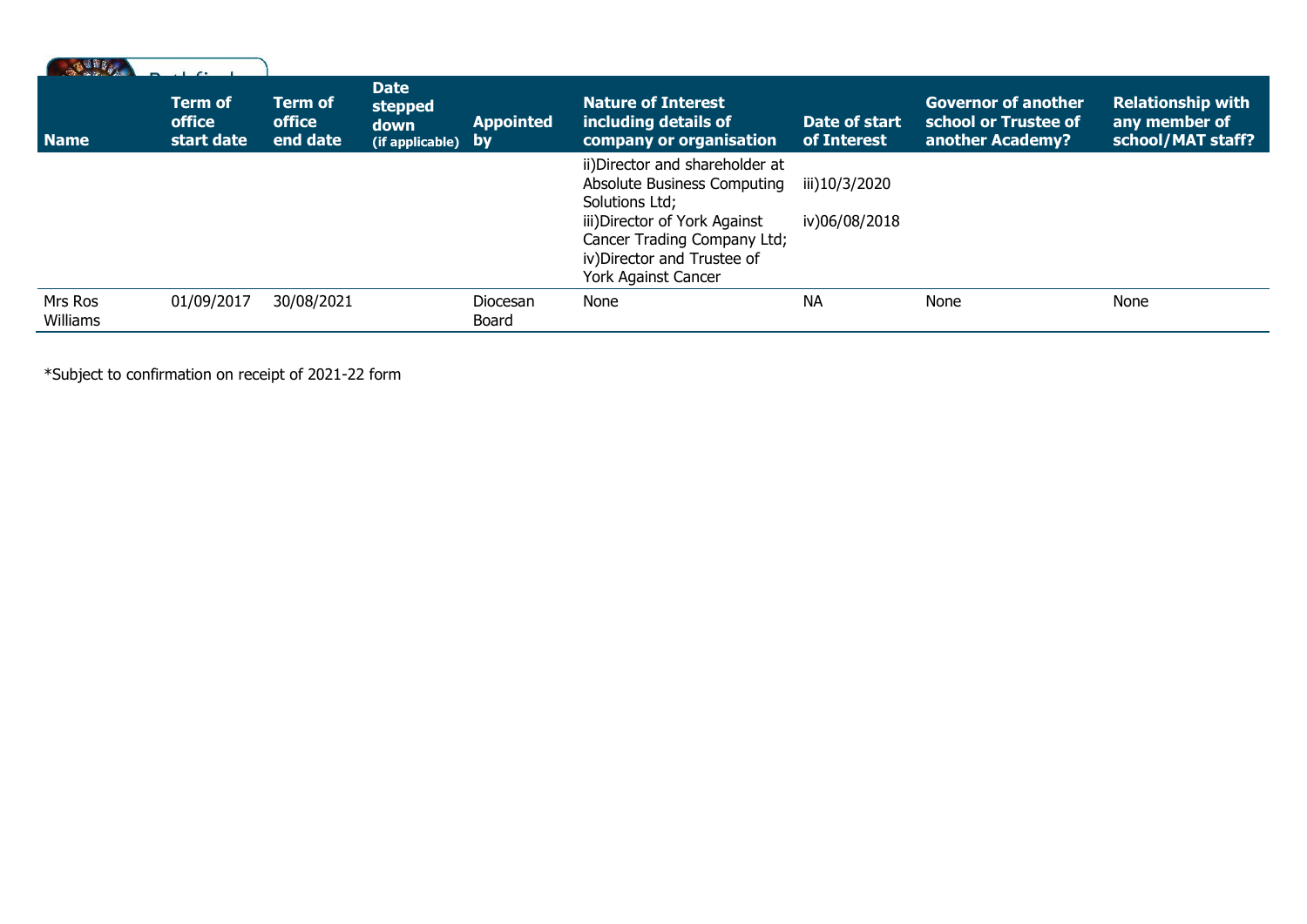| Name | Term of office start date | Term of office end date | Date stepped down (if applicable) | Appointed by | Nature of Interest including details of company or organisation | Date of start of Interest | Governor of another school or Trustee of another Academy? | Relationship with any member of school/MAT staff? |
|---|---|---|---|---|---|---|---|---|
| | | | | | ii)Director and shareholder at Absolute Business Computing Solutions Ltd; iii)Director of York Against Cancer Trading Company Ltd; iv)Director and Trustee of York Against Cancer | iii)10/3/2020 iv)06/08/2018 | | |
| Mrs Ros Williams | 01/09/2017 | 30/08/2021 | | Diocesan Board | None | NA | None | None |

*Subject to confirmation on receipt of 2021-22 form